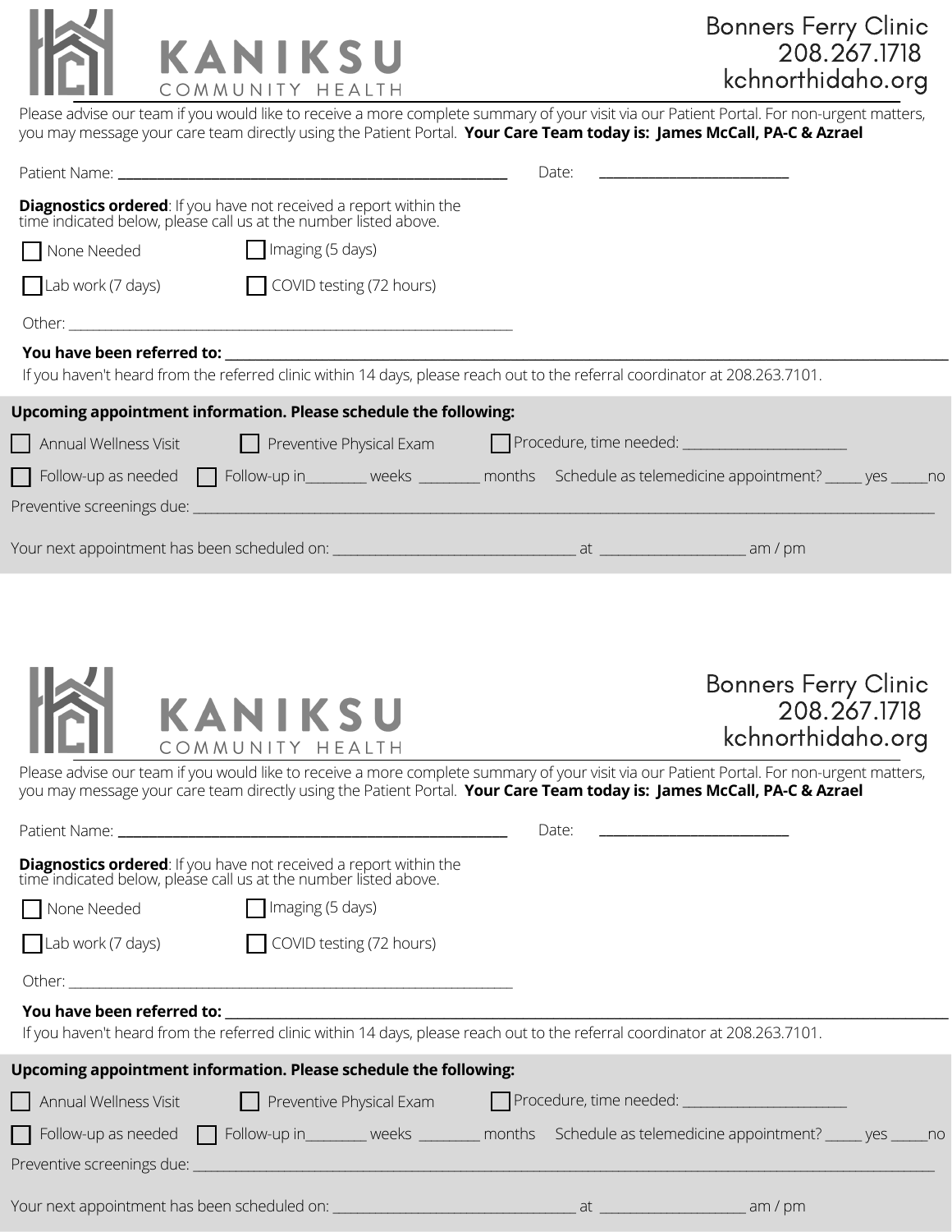# KANIKSU
COMMUNITY HEALTH

Bonners Ferry Clinic
208.267.1718
kchnorthidaho.org

Please advise our team if you would like to receive a more complete summary of your visit via our Patient Portal. For non-urgent matters, you may message your care team directly using the Patient Portal. **Your Care Team today is: James McCall, PA-C & Azrael**

Patient Name: ________________________________ Date: ________________

**Diagnostics ordered**: If you have not received a report within the time indicated below, please call us at the number listed above.

- ☐ None Needed
- ☐ Imaging (5 days)
- ☐ Lab work (7 days)
- ☐ COVID testing (72 hours)

Other: ________________________________

**You have been referred to:** ________________________________

If you haven't heard from the referred clinic within 14 days, please reach out to the referral coordinator at 208.263.7101.

**Upcoming appointment information. Please schedule the following:**

- ☐ Annual Wellness Visit
- ☐ Preventive Physical Exam
- ☐ Procedure, time needed: ________________
- ☐ Follow-up as needed
- ☐ Follow-up in________ weeks ________ months

Schedule as telemedicine appointment? _____ yes _____no

Preventive screenings due: ________________________________

Your next appointment has been scheduled on: ________________________ at ________________ am / pm

---

# KANIKSU
COMMUNITY HEALTH

Bonners Ferry Clinic
208.267.1718
kchnorthidaho.org

Please advise our team if you would like to receive a more complete summary of your visit via our Patient Portal. For non-urgent matters, you may message your care team directly using the Patient Portal. **Your Care Team today is: James McCall, PA-C & Azrael**

Patient Name: ________________________________ Date: ________________

**Diagnostics ordered**: If you have not received a report within the time indicated below, please call us at the number listed above.

- ☐ None Needed
- ☐ Imaging (5 days)
- ☐ Lab work (7 days)
- ☐ COVID testing (72 hours)

Other: ________________________________

**You have been referred to:** ________________________________

If you haven't heard from the referred clinic within 14 days, please reach out to the referral coordinator at 208.263.7101.

**Upcoming appointment information. Please schedule the following:**

- ☐ Annual Wellness Visit
- ☐ Preventive Physical Exam
- ☐ Procedure, time needed: ________________
- ☐ Follow-up as needed
- ☐ Follow-up in________ weeks ________ months

Schedule as telemedicine appointment? _____ yes _____no

Preventive screenings due: ________________________________

Your next appointment has been scheduled on: ________________________ at ________________ am / pm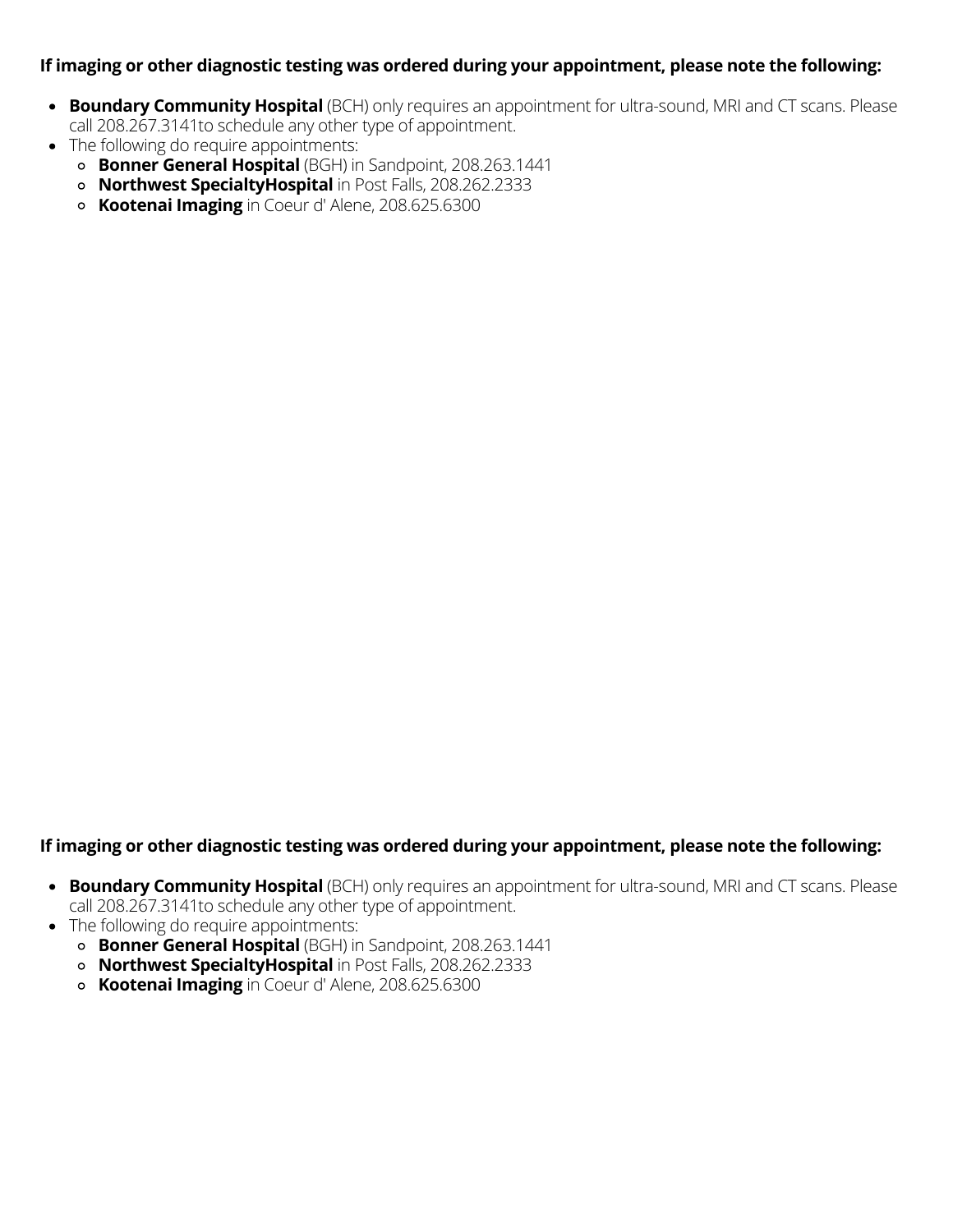**If imaging or other diagnostic testing was ordered during your appointment, please note the following:**

- **Boundary Community Hospital** (BCH) only requires an appointment for ultra-sound, MRI and CT scans. Please call 208.267.3141to schedule any other type of appointment.
- The following do require appointments:
  - **Bonner General Hospital** (BGH) in Sandpoint, 208.263.1441
  - **Northwest SpecialtyHospital** in Post Falls, 208.262.2333
  - **Kootenai Imaging** in Coeur d' Alene, 208.625.6300

**If imaging or other diagnostic testing was ordered during your appointment, please note the following:**

- **Boundary Community Hospital** (BCH) only requires an appointment for ultra-sound, MRI and CT scans. Please call 208.267.3141to schedule any other type of appointment.
- The following do require appointments:
  - **Bonner General Hospital** (BGH) in Sandpoint, 208.263.1441
  - **Northwest SpecialtyHospital** in Post Falls, 208.262.2333
  - **Kootenai Imaging** in Coeur d' Alene, 208.625.6300